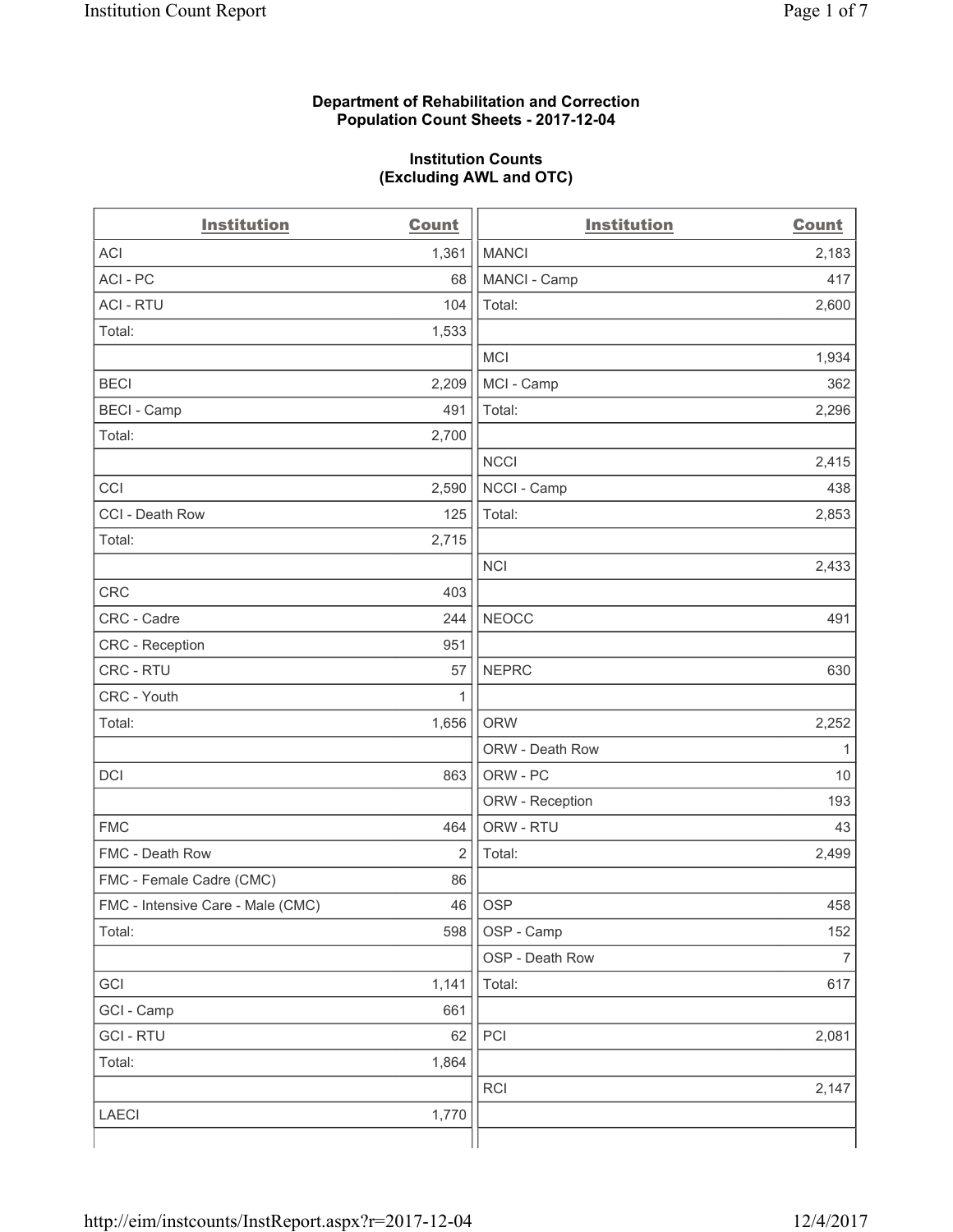**Department of Rehabilitation and Correction**
**Population Count Sheets - 2017-12-04**

**Institution Counts**
**(Excluding AWL and OTC)**

| Institution | Count | Institution | Count |
|---|---|---|---|
| ACI | 1,361 | MANCI | 2,183 |
| ACI - PC | 68 | MANCI - Camp | 417 |
| ACI - RTU | 104 | Total: | 2,600 |
| Total: | 1,533 | | |
| | | MCI | 1,934 |
| BECI | 2,209 | MCI - Camp | 362 |
| BECI - Camp | 491 | Total: | 2,296 |
| Total: | 2,700 | | |
| | | NCCI | 2,415 |
| CCI | 2,590 | NCCI - Camp | 438 |
| CCI - Death Row | 125 | Total: | 2,853 |
| Total: | 2,715 | | |
| | | NCI | 2,433 |
| CRC | 403 | | |
| CRC - Cadre | 244 | NEOCC | 491 |
| CRC - Reception | 951 | | |
| CRC - RTU | 57 | NEPRC | 630 |
| CRC - Youth | 1 | | |
| Total: | 1,656 | ORW | 2,252 |
| | | ORW - Death Row | 1 |
| DCI | 863 | ORW - PC | 10 |
| | | ORW - Reception | 193 |
| FMC | 464 | ORW - RTU | 43 |
| FMC - Death Row | 2 | Total: | 2,499 |
| FMC - Female Cadre (CMC) | 86 | | |
| FMC - Intensive Care - Male (CMC) | 46 | OSP | 458 |
| Total: | 598 | OSP - Camp | 152 |
| | | OSP - Death Row | 7 |
| GCI | 1,141 | Total: | 617 |
| GCI - Camp | 661 | | |
| GCI - RTU | 62 | PCI | 2,081 |
| Total: | 1,864 | | |
| | | RCI | 2,147 |
| LAECI | 1,770 | | |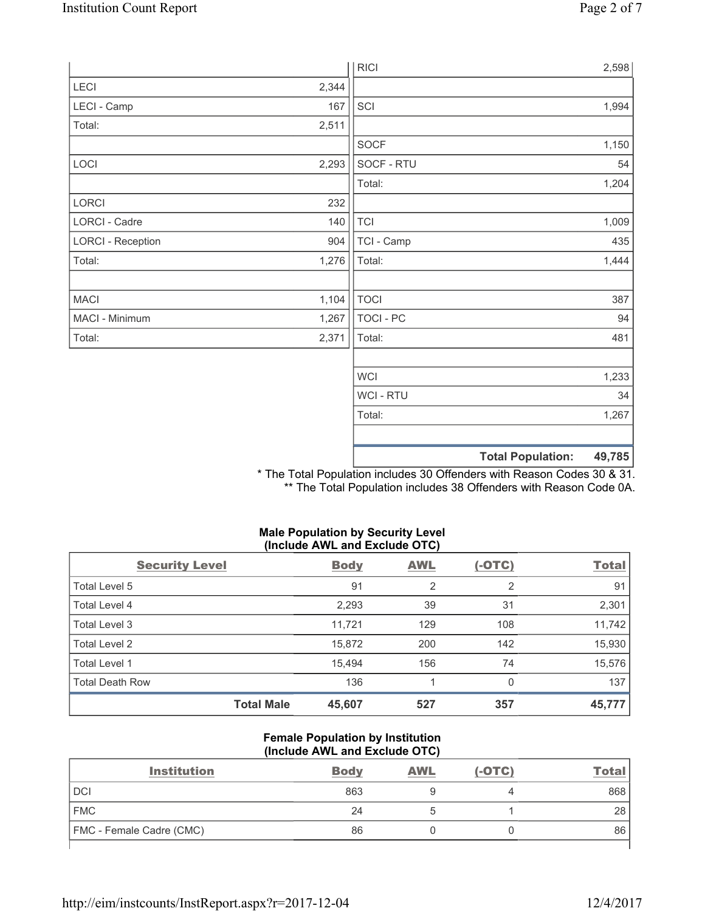| | |
|---|---|
| LECI | 2,344 |
| LECI - Camp | 167 |
| Total: | 2,511 |
| | |
| LOCI | 2,293 |
| | |
| LORCI | 232 |
| LORCI - Cadre | 140 |
| LORCI - Reception | 904 |
| Total: | 1,276 |
| | |
| MACI | 1,104 |
| MACI - Minimum | 1,267 |
| Total: | 2,371 |

| | |
|---|---|
| RICI | 2,598 |
| | |
| SCI | 1,994 |
| | |
| SOCF | 1,150 |
| SOCF - RTU | 54 |
| Total: | 1,204 |
| | |
| TCI | 1,009 |
| TCI - Camp | 435 |
| Total: | 1,444 |
| | |
| TOCI | 387 |
| TOCI - PC | 94 |
| Total: | 481 |
| | |
| WCI | 1,233 |
| WCI - RTU | 34 |
| Total: | 1,267 |
| | |
| **Total Population:** | **49,785** |

\* The Total Population includes 30 Offenders with Reason Codes 30 & 31.
\*\* The Total Population includes 38 Offenders with Reason Code 0A.

**Male Population by Security Level (Include AWL and Exclude OTC)**

| Security Level | Body | AWL | (-OTC) | Total |
|---|---|---|---|---|
| Total Level 5 | 91 | 2 | 2 | 91 |
| Total Level 4 | 2,293 | 39 | 31 | 2,301 |
| Total Level 3 | 11,721 | 129 | 108 | 11,742 |
| Total Level 2 | 15,872 | 200 | 142 | 15,930 |
| Total Level 1 | 15,494 | 156 | 74 | 15,576 |
| Total Death Row | 136 | 1 | 0 | 137 |
| **Total Male** | **45,607** | **527** | **357** | **45,777** |

**Female Population by Institution (Include AWL and Exclude OTC)**

| Institution | Body | AWL | (-OTC) | Total |
|---|---|---|---|---|
| DCI | 863 | 9 | 4 | 868 |
| FMC | 24 | 5 | 1 | 28 |
| FMC - Female Cadre (CMC) | 86 | 0 | 0 | 86 |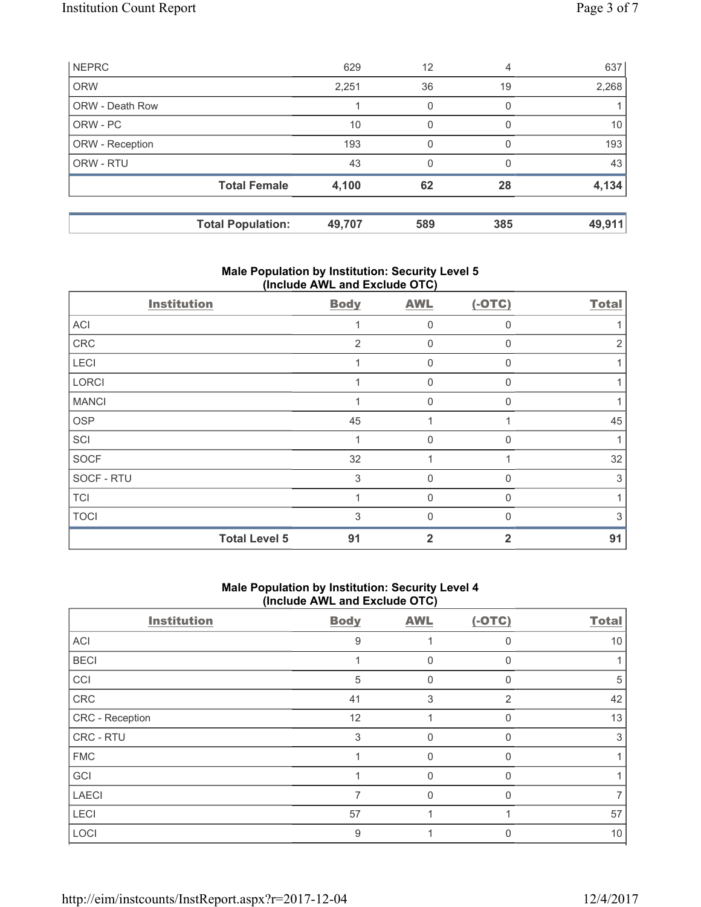| NEPRC | 629 | 12 | 4 | 637 |
|---|---|---|---|---|
| ORW | 2,251 | 36 | 19 | 2,268 |
| ORW - Death Row | 1 | 0 | 0 | 1 |
| ORW - PC | 10 | 0 | 0 | 10 |
| ORW - Reception | 193 | 0 | 0 | 193 |
| ORW - RTU | 43 | 0 | 0 | 43 |
| **Total Female** | **4,100** | **62** | **28** | **4,134** |

| **Total Population:** | **49,707** | **589** | **385** | **49,911** |
|---|---|---|---|---|

## Male Population by Institution: Security Level 5 (Include AWL and Exclude OTC)

| Institution | Body | AWL | (-OTC) | Total |
|---|---|---|---|---|
| ACI | 1 | 0 | 0 | 1 |
| CRC | 2 | 0 | 0 | 2 |
| LECI | 1 | 0 | 0 | 1 |
| LORCI | 1 | 0 | 0 | 1 |
| MANCI | 1 | 0 | 0 | 1 |
| OSP | 45 | 1 | 1 | 45 |
| SCI | 1 | 0 | 0 | 1 |
| SOCF | 32 | 1 | 1 | 32 |
| SOCF - RTU | 3 | 0 | 0 | 3 |
| TCI | 1 | 0 | 0 | 1 |
| TOCI | 3 | 0 | 0 | 3 |
| **Total Level 5** | **91** | **2** | **2** | **91** |

## Male Population by Institution: Security Level 4 (Include AWL and Exclude OTC)

| Institution | Body | AWL | (-OTC) | Total |
|---|---|---|---|---|
| ACI | 9 | 1 | 0 | 10 |
| BECI | 1 | 0 | 0 | 1 |
| CCI | 5 | 0 | 0 | 5 |
| CRC | 41 | 3 | 2 | 42 |
| CRC - Reception | 12 | 1 | 0 | 13 |
| CRC - RTU | 3 | 0 | 0 | 3 |
| FMC | 1 | 0 | 0 | 1 |
| GCI | 1 | 0 | 0 | 1 |
| LAECI | 7 | 0 | 0 | 7 |
| LECI | 57 | 1 | 1 | 57 |
| LOCI | 9 | 1 | 0 | 10 |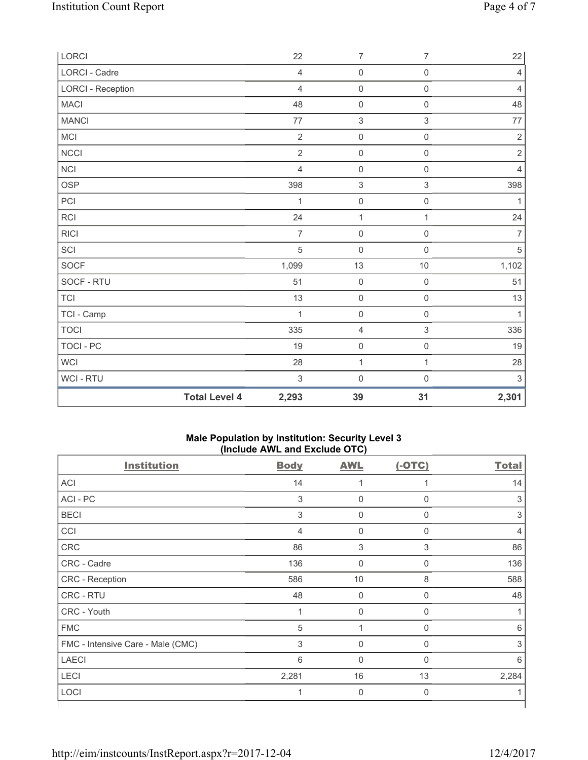| | | | | |
|---|---|---|---|---|
| LORCI | 22 | 7 | 7 | 22 |
| LORCI - Cadre | 4 | 0 | 0 | 4 |
| LORCI - Reception | 4 | 0 | 0 | 4 |
| MACI | 48 | 0 | 0 | 48 |
| MANCI | 77 | 3 | 3 | 77 |
| MCI | 2 | 0 | 0 | 2 |
| NCCI | 2 | 0 | 0 | 2 |
| NCI | 4 | 0 | 0 | 4 |
| OSP | 398 | 3 | 3 | 398 |
| PCI | 1 | 0 | 0 | 1 |
| RCI | 24 | 1 | 1 | 24 |
| RICI | 7 | 0 | 0 | 7 |
| SCI | 5 | 0 | 0 | 5 |
| SOCF | 1,099 | 13 | 10 | 1,102 |
| SOCF - RTU | 51 | 0 | 0 | 51 |
| TCI | 13 | 0 | 0 | 13 |
| TCI - Camp | 1 | 0 | 0 | 1 |
| TOCI | 335 | 4 | 3 | 336 |
| TOCI - PC | 19 | 0 | 0 | 19 |
| WCI | 28 | 1 | 1 | 28 |
| WCI - RTU | 3 | 0 | 0 | 3 |
| **Total Level 4** | **2,293** | **39** | **31** | **2,301** |

### Male Population by Institution: Security Level 3 (Include AWL and Exclude OTC)

| Institution | Body | AWL | (-OTC) | Total |
|---|---|---|---|---|
| ACI | 14 | 1 | 1 | 14 |
| ACI - PC | 3 | 0 | 0 | 3 |
| BECI | 3 | 0 | 0 | 3 |
| CCI | 4 | 0 | 0 | 4 |
| CRC | 86 | 3 | 3 | 86 |
| CRC - Cadre | 136 | 0 | 0 | 136 |
| CRC - Reception | 586 | 10 | 8 | 588 |
| CRC - RTU | 48 | 0 | 0 | 48 |
| CRC - Youth | 1 | 0 | 0 | 1 |
| FMC | 5 | 1 | 0 | 6 |
| FMC - Intensive Care - Male (CMC) | 3 | 0 | 0 | 3 |
| LAECI | 6 | 0 | 0 | 6 |
| LECI | 2,281 | 16 | 13 | 2,284 |
| LOCI | 1 | 0 | 0 | 1 |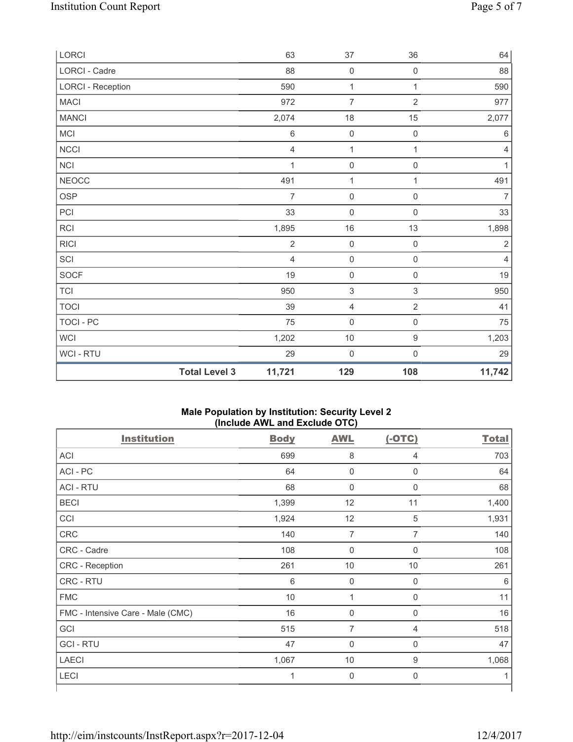| | Body | AWL | (-OTC) | Total |
|---|---|---|---|---|
| LORCI | 63 | 37 | 36 | 64 |
| LORCI - Cadre | 88 | 0 | 0 | 88 |
| LORCI - Reception | 590 | 1 | 1 | 590 |
| MACI | 972 | 7 | 2 | 977 |
| MANCI | 2,074 | 18 | 15 | 2,077 |
| MCI | 6 | 0 | 0 | 6 |
| NCCI | 4 | 1 | 1 | 4 |
| NCI | 1 | 0 | 0 | 1 |
| NEOCC | 491 | 1 | 1 | 491 |
| OSP | 7 | 0 | 0 | 7 |
| PCI | 33 | 0 | 0 | 33 |
| RCI | 1,895 | 16 | 13 | 1,898 |
| RICI | 2 | 0 | 0 | 2 |
| SCI | 4 | 0 | 0 | 4 |
| SOCF | 19 | 0 | 0 | 19 |
| TCI | 950 | 3 | 3 | 950 |
| TOCI | 39 | 4 | 2 | 41 |
| TOCI - PC | 75 | 0 | 0 | 75 |
| WCI | 1,202 | 10 | 9 | 1,203 |
| WCI - RTU | 29 | 0 | 0 | 29 |
| **Total Level 3** | **11,721** | **129** | **108** | **11,742** |

**Male Population by Institution: Security Level 2 (Include AWL and Exclude OTC)**

| Institution | Body | AWL | (-OTC) | Total |
|---|---|---|---|---|
| ACI | 699 | 8 | 4 | 703 |
| ACI - PC | 64 | 0 | 0 | 64 |
| ACI - RTU | 68 | 0 | 0 | 68 |
| BECI | 1,399 | 12 | 11 | 1,400 |
| CCI | 1,924 | 12 | 5 | 1,931 |
| CRC | 140 | 7 | 7 | 140 |
| CRC - Cadre | 108 | 0 | 0 | 108 |
| CRC - Reception | 261 | 10 | 10 | 261 |
| CRC - RTU | 6 | 0 | 0 | 6 |
| FMC | 10 | 1 | 0 | 11 |
| FMC - Intensive Care - Male (CMC) | 16 | 0 | 0 | 16 |
| GCI | 515 | 7 | 4 | 518 |
| GCI - RTU | 47 | 0 | 0 | 47 |
| LAECI | 1,067 | 10 | 9 | 1,068 |
| LECI | 1 | 0 | 0 | 1 |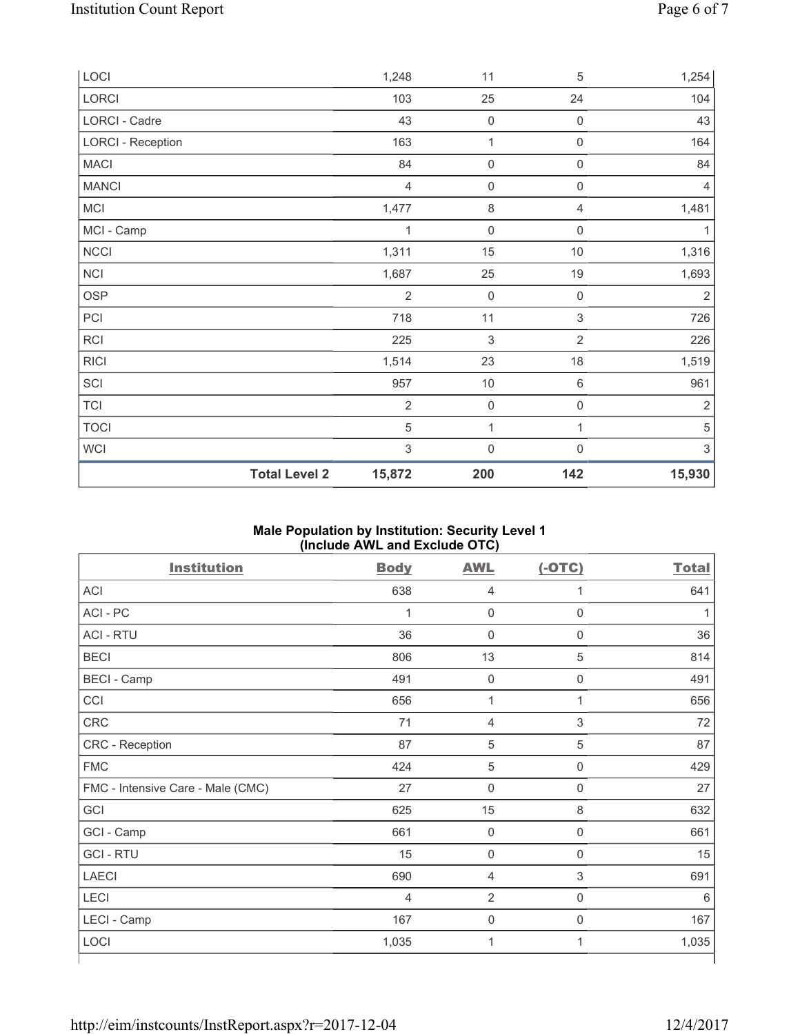| | Body | AWL | (-OTC) | Total |
|---|---|---|---|---|
| LOCI | 1,248 | 11 | 5 | 1,254 |
| LORCI | 103 | 25 | 24 | 104 |
| LORCI - Cadre | 43 | 0 | 0 | 43 |
| LORCI - Reception | 163 | 1 | 0 | 164 |
| MACI | 84 | 0 | 0 | 84 |
| MANCI | 4 | 0 | 0 | 4 |
| MCI | 1,477 | 8 | 4 | 1,481 |
| MCI - Camp | 1 | 0 | 0 | 1 |
| NCCI | 1,311 | 15 | 10 | 1,316 |
| NCI | 1,687 | 25 | 19 | 1,693 |
| OSP | 2 | 0 | 0 | 2 |
| PCI | 718 | 11 | 3 | 726 |
| RCI | 225 | 3 | 2 | 226 |
| RICI | 1,514 | 23 | 18 | 1,519 |
| SCI | 957 | 10 | 6 | 961 |
| TCI | 2 | 0 | 0 | 2 |
| TOCI | 5 | 1 | 1 | 5 |
| WCI | 3 | 0 | 0 | 3 |
| **Total Level 2** | **15,872** | **200** | **142** | **15,930** |

**Male Population by Institution: Security Level 1 (Include AWL and Exclude OTC)**

| Institution | Body | AWL | (-OTC) | Total |
|---|---|---|---|---|
| ACI | 638 | 4 | 1 | 641 |
| ACI - PC | 1 | 0 | 0 | 1 |
| ACI - RTU | 36 | 0 | 0 | 36 |
| BECI | 806 | 13 | 5 | 814 |
| BECI - Camp | 491 | 0 | 0 | 491 |
| CCI | 656 | 1 | 1 | 656 |
| CRC | 71 | 4 | 3 | 72 |
| CRC - Reception | 87 | 5 | 5 | 87 |
| FMC | 424 | 5 | 0 | 429 |
| FMC - Intensive Care - Male (CMC) | 27 | 0 | 0 | 27 |
| GCI | 625 | 15 | 8 | 632 |
| GCI - Camp | 661 | 0 | 0 | 661 |
| GCI - RTU | 15 | 0 | 0 | 15 |
| LAECI | 690 | 4 | 3 | 691 |
| LECI | 4 | 2 | 0 | 6 |
| LECI - Camp | 167 | 0 | 0 | 167 |
| LOCI | 1,035 | 1 | 1 | 1,035 |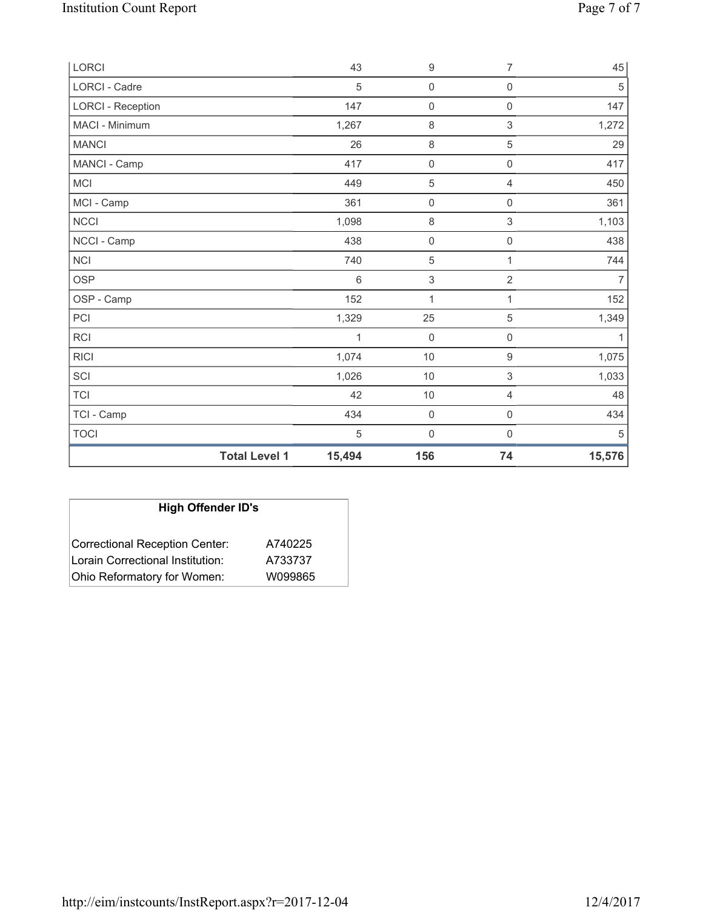| | | | | |
|---|---|---|---|---|
| LORCI | 43 | 9 | 7 | 45 |
| LORCI - Cadre | 5 | 0 | 0 | 5 |
| LORCI - Reception | 147 | 0 | 0 | 147 |
| MACI - Minimum | 1,267 | 8 | 3 | 1,272 |
| MANCI | 26 | 8 | 5 | 29 |
| MANCI - Camp | 417 | 0 | 0 | 417 |
| MCI | 449 | 5 | 4 | 450 |
| MCI - Camp | 361 | 0 | 0 | 361 |
| NCCI | 1,098 | 8 | 3 | 1,103 |
| NCCI - Camp | 438 | 0 | 0 | 438 |
| NCI | 740 | 5 | 1 | 744 |
| OSP | 6 | 3 | 2 | 7 |
| OSP - Camp | 152 | 1 | 1 | 152 |
| PCI | 1,329 | 25 | 5 | 1,349 |
| RCI | 1 | 0 | 0 | 1 |
| RICI | 1,074 | 10 | 9 | 1,075 |
| SCI | 1,026 | 10 | 3 | 1,033 |
| TCI | 42 | 10 | 4 | 48 |
| TCI - Camp | 434 | 0 | 0 | 434 |
| TOCI | 5 | 0 | 0 | 5 |
| **Total Level 1** | **15,494** | **156** | **74** | **15,576** |

| High Offender ID's | |
|---|---|
| Correctional Reception Center: | A740225 |
| Lorain Correctional Institution: | A733737 |
| Ohio Reformatory for Women: | W099865 |